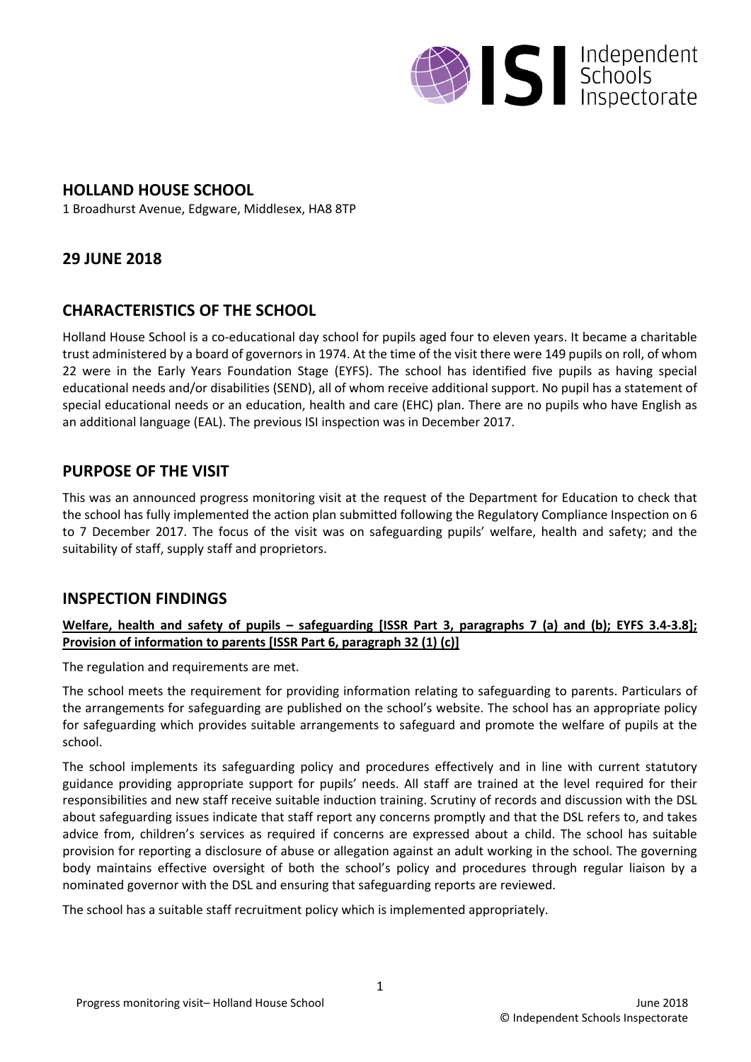## HOLLAND HOUSE SCHOOL

1 Broadhurst Avenue, Edgware, Middlesex, HA8 8TP

## 29 JUNE 2018

## CHARACTERISTICS OF THE SCHOOL

Holland House School is a co-educational day school for pupils aged four to eleven years. It became a charitable trust administered by a board of governors in 1974. At the time of the visit there were 149 pupils on roll, of whom 22 were in the Early Years Foundation Stage (EYFS). The school has identified five pupils as having special educational needs and/or disabilities (SEND), all of whom receive additional support. No pupil has a statement of special educational needs or an education, health and care (EHC) plan. There are no pupils who have English as an additional language (EAL). The previous ISI inspection was in December 2017.

## PURPOSE OF THE VISIT

This was an announced progress monitoring visit at the request of the Department for Education to check that the school has fully implemented the action plan submitted following the Regulatory Compliance Inspection on 6 to 7 December 2017. The focus of the visit was on safeguarding pupils' welfare, health and safety; and the suitability of staff, supply staff and proprietors.

## INSPECTION FINDINGS

**Welfare, health and safety of pupils – safeguarding [ISSR Part 3, paragraphs 7 (a) and (b); EYFS 3.4-3.8]; Provision of information to parents [ISSR Part 6, paragraph 32 (1) (c)]**

The regulation and requirements are met.

The school meets the requirement for providing information relating to safeguarding to parents. Particulars of the arrangements for safeguarding are published on the school's website. The school has an appropriate policy for safeguarding which provides suitable arrangements to safeguard and promote the welfare of pupils at the school.

The school implements its safeguarding policy and procedures effectively and in line with current statutory guidance providing appropriate support for pupils' needs. All staff are trained at the level required for their responsibilities and new staff receive suitable induction training. Scrutiny of records and discussion with the DSL about safeguarding issues indicate that staff report any concerns promptly and that the DSL refers to, and takes advice from, children's services as required if concerns are expressed about a child. The school has suitable provision for reporting a disclosure of abuse or allegation against an adult working in the school. The governing body maintains effective oversight of both the school's policy and procedures through regular liaison by a nominated governor with the DSL and ensuring that safeguarding reports are reviewed.

The school has a suitable staff recruitment policy which is implemented appropriately.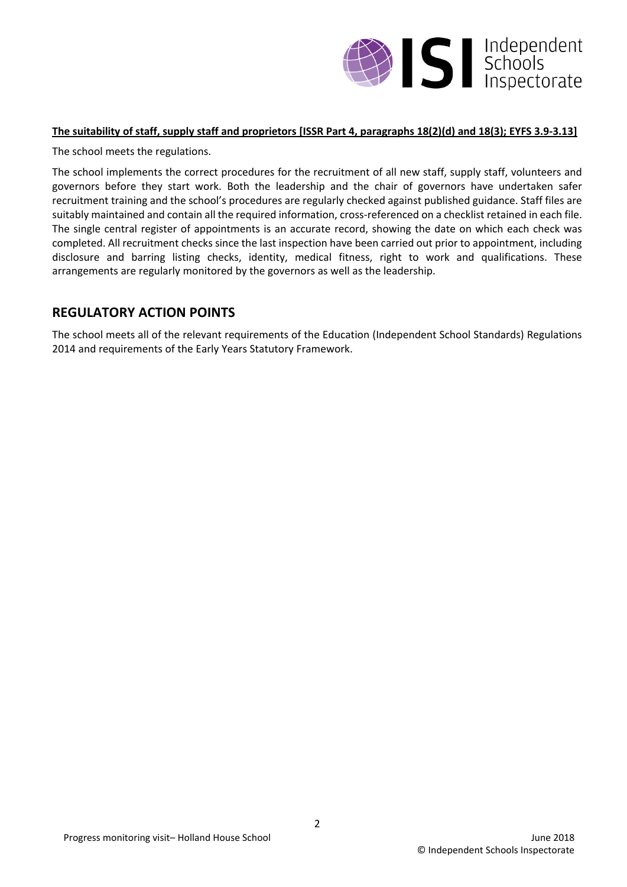**The suitability of staff, supply staff and proprietors [ISSR Part 4, paragraphs 18(2)(d) and 18(3); EYFS 3.9-3.13]**

The school meets the regulations.

The school implements the correct procedures for the recruitment of all new staff, supply staff, volunteers and governors before they start work. Both the leadership and the chair of governors have undertaken safer recruitment training and the school's procedures are regularly checked against published guidance. Staff files are suitably maintained and contain all the required information, cross-referenced on a checklist retained in each file. The single central register of appointments is an accurate record, showing the date on which each check was completed. All recruitment checks since the last inspection have been carried out prior to appointment, including disclosure and barring listing checks, identity, medical fitness, right to work and qualifications. These arrangements are regularly monitored by the governors as well as the leadership.

## REGULATORY ACTION POINTS

The school meets all of the relevant requirements of the Education (Independent School Standards) Regulations 2014 and requirements of the Early Years Statutory Framework.